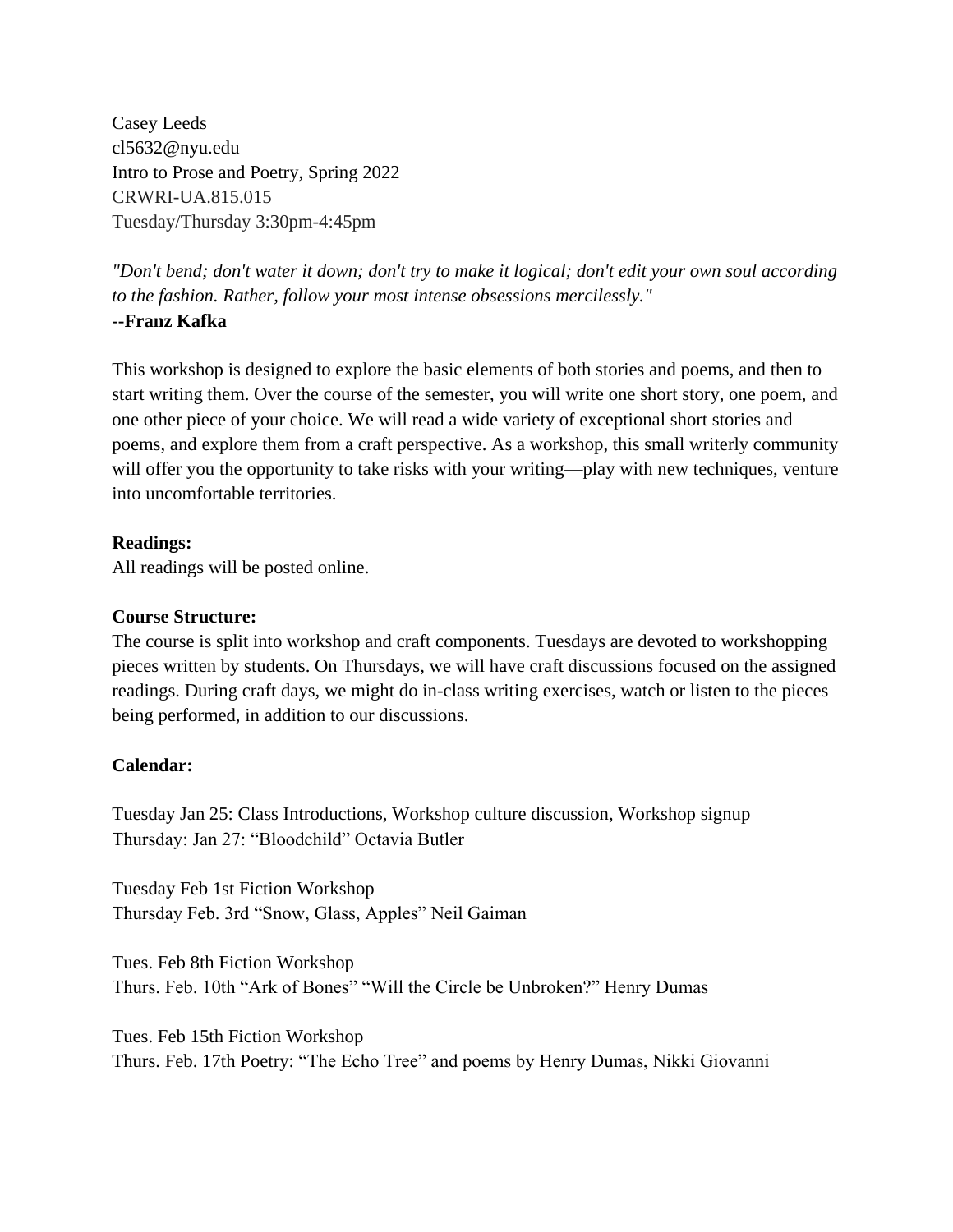Casey Leeds
cl5632@nyu.edu
Intro to Prose and Poetry, Spring 2022
CRWRI-UA.815.015
Tuesday/Thursday 3:30pm-4:45pm

*"Don't bend; don't water it down; don't try to make it logical; don't edit your own soul according to the fashion. Rather, follow your most intense obsessions mercilessly."*
**--Franz Kafka**

This workshop is designed to explore the basic elements of both stories and poems, and then to start writing them. Over the course of the semester, you will write one short story, one poem, and one other piece of your choice. We will read a wide variety of exceptional short stories and poems, and explore them from a craft perspective. As a workshop, this small writerly community will offer you the opportunity to take risks with your writing—play with new techniques, venture into uncomfortable territories.

**Readings:**
All readings will be posted online.

**Course Structure:**
The course is split into workshop and craft components. Tuesdays are devoted to workshopping pieces written by students. On Thursdays, we will have craft discussions focused on the assigned readings. During craft days, we might do in-class writing exercises, watch or listen to the pieces being performed, in addition to our discussions.

**Calendar:**

Tuesday Jan 25: Class Introductions, Workshop culture discussion, Workshop signup
Thursday: Jan 27: "Bloodchild" Octavia Butler

Tuesday Feb 1st Fiction Workshop
Thursday Feb. 3rd "Snow, Glass, Apples" Neil Gaiman

Tues. Feb 8th Fiction Workshop
Thurs. Feb. 10th "Ark of Bones" "Will the Circle be Unbroken?" Henry Dumas

Tues. Feb 15th Fiction Workshop
Thurs. Feb. 17th Poetry: "The Echo Tree" and poems by Henry Dumas, Nikki Giovanni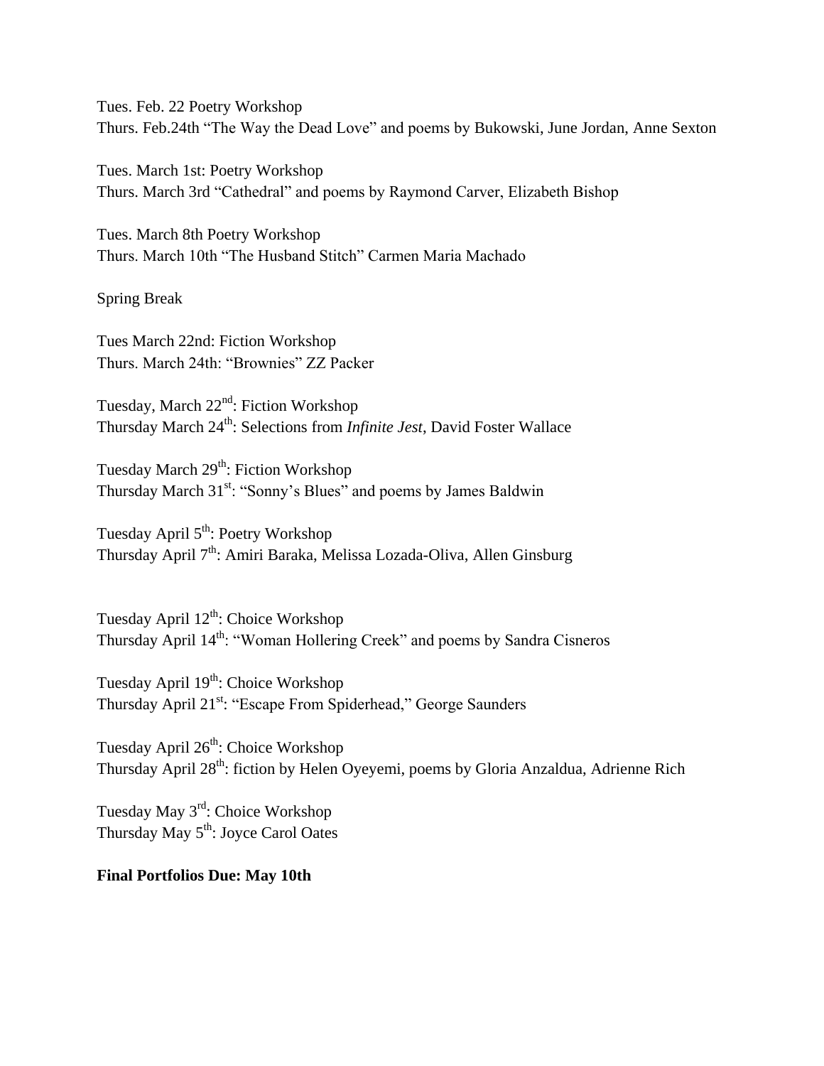Tues. Feb. 22 Poetry Workshop
Thurs. Feb.24th "The Way the Dead Love" and poems by Bukowski, June Jordan, Anne Sexton

Tues. March 1st: Poetry Workshop
Thurs. March 3rd "Cathedral" and poems by Raymond Carver, Elizabeth Bishop

Tues. March 8th Poetry Workshop
Thurs. March 10th "The Husband Stitch" Carmen Maria Machado

Spring Break

Tues March 22nd: Fiction Workshop
Thurs. March 24th: "Brownies" ZZ Packer

Tuesday, March 22nd: Fiction Workshop
Thursday March 24th: Selections from *Infinite Jest*, David Foster Wallace

Tuesday March 29th: Fiction Workshop
Thursday March 31st: "Sonny's Blues" and poems by James Baldwin

Tuesday April 5th: Poetry Workshop
Thursday April 7th: Amiri Baraka, Melissa Lozada-Oliva, Allen Ginsburg

Tuesday April 12th: Choice Workshop
Thursday April 14th: "Woman Hollering Creek" and poems by Sandra Cisneros

Tuesday April 19th: Choice Workshop
Thursday April 21st: "Escape From Spiderhead," George Saunders

Tuesday April 26th: Choice Workshop
Thursday April 28th: fiction by Helen Oyeyemi, poems by Gloria Anzaldua, Adrienne Rich

Tuesday May 3rd: Choice Workshop
Thursday May 5th: Joyce Carol Oates

**Final Portfolios Due: May 10th**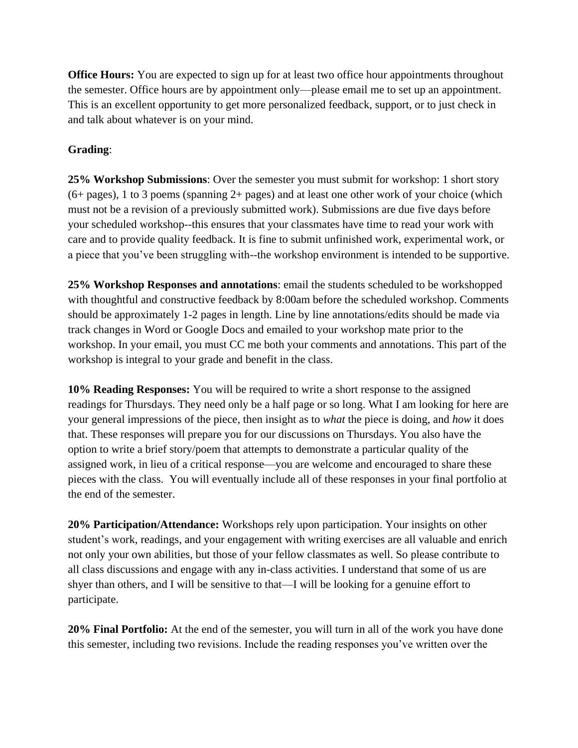**Office Hours:** You are expected to sign up for at least two office hour appointments throughout the semester. Office hours are by appointment only—please email me to set up an appointment. This is an excellent opportunity to get more personalized feedback, support, or to just check in and talk about whatever is on your mind.

**Grading**:

**25% Workshop Submissions**: Over the semester you must submit for workshop: 1 short story (6+ pages), 1 to 3 poems (spanning 2+ pages) and at least one other work of your choice (which must not be a revision of a previously submitted work). Submissions are due five days before your scheduled workshop--this ensures that your classmates have time to read your work with care and to provide quality feedback. It is fine to submit unfinished work, experimental work, or a piece that you've been struggling with--the workshop environment is intended to be supportive.

**25% Workshop Responses and annotations**: email the students scheduled to be workshopped with thoughtful and constructive feedback by 8:00am before the scheduled workshop. Comments should be approximately 1-2 pages in length. Line by line annotations/edits should be made via track changes in Word or Google Docs and emailed to your workshop mate prior to the workshop. In your email, you must CC me both your comments and annotations. This part of the workshop is integral to your grade and benefit in the class.

**10% Reading Responses:** You will be required to write a short response to the assigned readings for Thursdays. They need only be a half page or so long. What I am looking for here are your general impressions of the piece, then insight as to *what* the piece is doing, and *how* it does that. These responses will prepare you for our discussions on Thursdays. You also have the option to write a brief story/poem that attempts to demonstrate a particular quality of the assigned work, in lieu of a critical response—you are welcome and encouraged to share these pieces with the class. You will eventually include all of these responses in your final portfolio at the end of the semester.

**20% Participation/Attendance:** Workshops rely upon participation. Your insights on other student's work, readings, and your engagement with writing exercises are all valuable and enrich not only your own abilities, but those of your fellow classmates as well. So please contribute to all class discussions and engage with any in-class activities. I understand that some of us are shyer than others, and I will be sensitive to that—I will be looking for a genuine effort to participate.

**20% Final Portfolio:** At the end of the semester, you will turn in all of the work you have done this semester, including two revisions. Include the reading responses you've written over the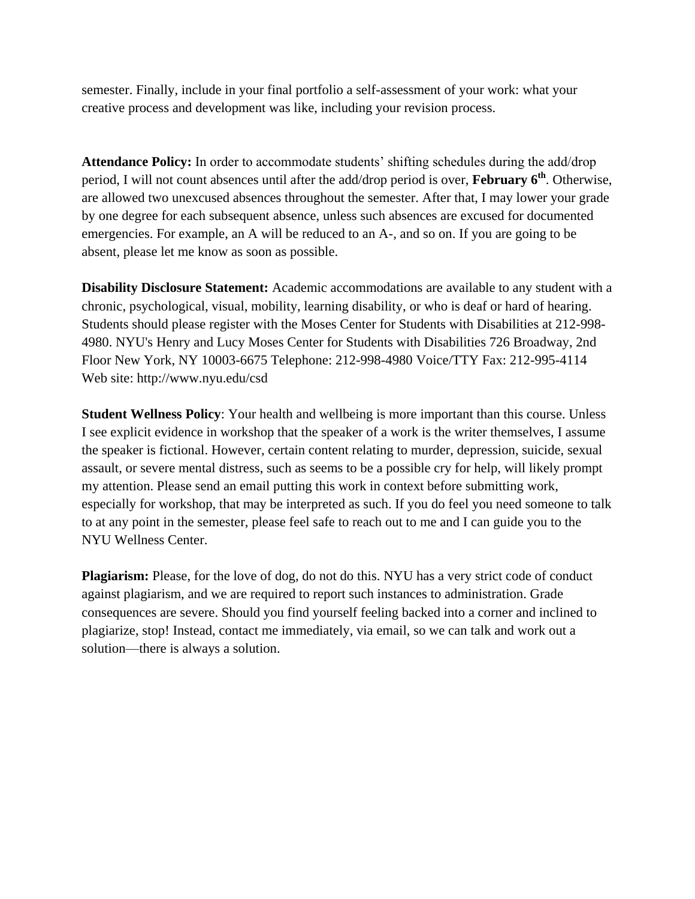semester. Finally, include in your final portfolio a self-assessment of your work: what your creative process and development was like, including your revision process.

**Attendance Policy:** In order to accommodate students' shifting schedules during the add/drop period, I will not count absences until after the add/drop period is over, **February 6th**. Otherwise, are allowed two unexcused absences throughout the semester. After that, I may lower your grade by one degree for each subsequent absence, unless such absences are excused for documented emergencies. For example, an A will be reduced to an A-, and so on. If you are going to be absent, please let me know as soon as possible.

**Disability Disclosure Statement:** Academic accommodations are available to any student with a chronic, psychological, visual, mobility, learning disability, or who is deaf or hard of hearing. Students should please register with the Moses Center for Students with Disabilities at 212-998-4980. NYU's Henry and Lucy Moses Center for Students with Disabilities 726 Broadway, 2nd Floor New York, NY 10003-6675 Telephone: 212-998-4980 Voice/TTY Fax: 212-995-4114 Web site: http://www.nyu.edu/csd

**Student Wellness Policy**: Your health and wellbeing is more important than this course. Unless I see explicit evidence in workshop that the speaker of a work is the writer themselves, I assume the speaker is fictional. However, certain content relating to murder, depression, suicide, sexual assault, or severe mental distress, such as seems to be a possible cry for help, will likely prompt my attention. Please send an email putting this work in context before submitting work, especially for workshop, that may be interpreted as such. If you do feel you need someone to talk to at any point in the semester, please feel safe to reach out to me and I can guide you to the NYU Wellness Center.

**Plagiarism:** Please, for the love of dog, do not do this. NYU has a very strict code of conduct against plagiarism, and we are required to report such instances to administration. Grade consequences are severe. Should you find yourself feeling backed into a corner and inclined to plagiarize, stop! Instead, contact me immediately, via email, so we can talk and work out a solution—there is always a solution.